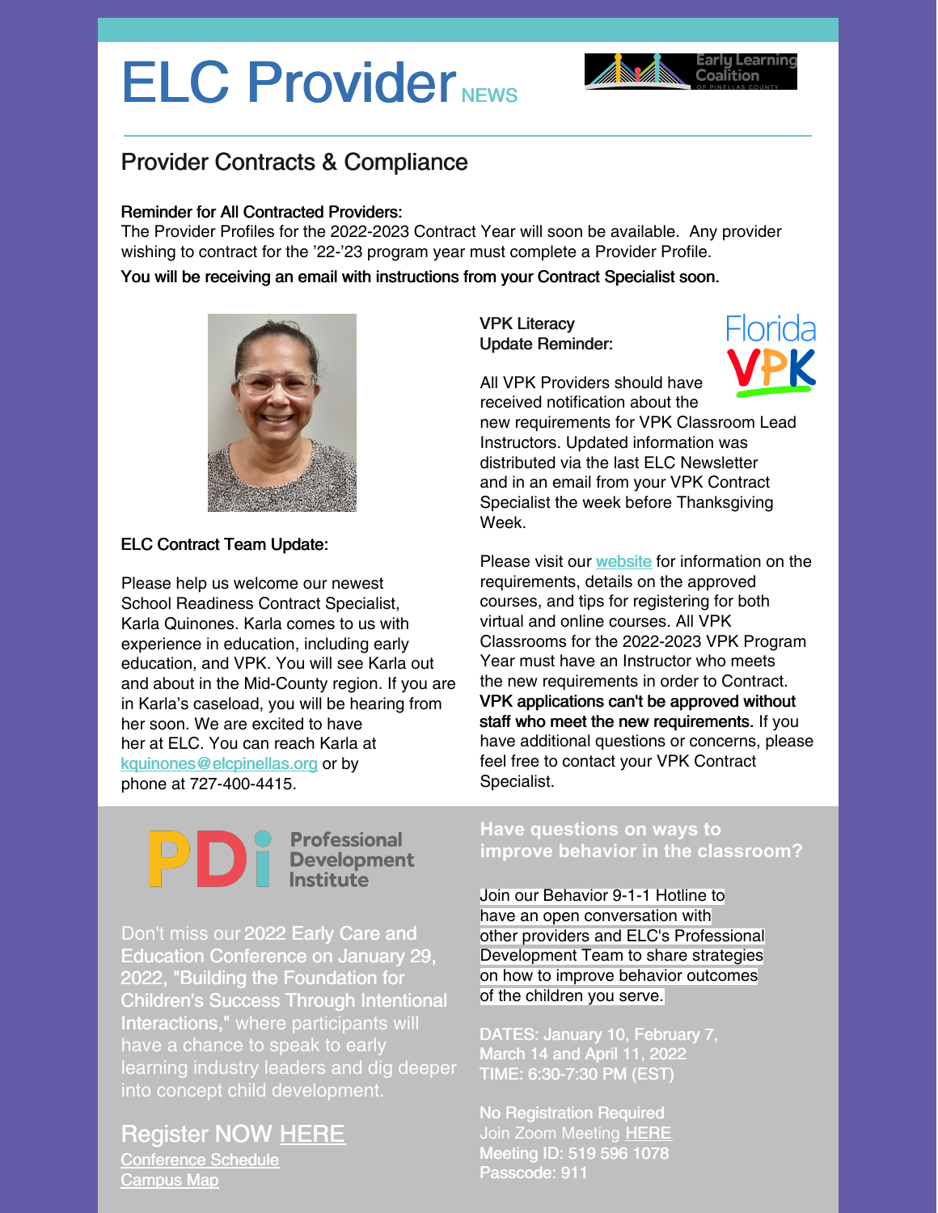# ELC Provider NEWS

## Provider Contracts & Compliance

**Reminder for All Contracted Providers:**
The Provider Profiles for the 2022-2023 Contract Year will soon be available. Any provider wishing to contract for the '22-'23 program year must complete a Provider Profile.

**You will be receiving an email with instructions from your Contract Specialist soon.**

**ELC Contract Team Update:**

Please help us welcome our newest School Readiness Contract Specialist, Karla Quinones. Karla comes to us with experience in education, including early education, and VPK. You will see Karla out and about in the Mid-County region. If you are in Karla's caseload, you will be hearing from her soon. We are excited to have her at ELC. You can reach Karla at kquinones@elcpinellas.org or by phone at 727-400-4415.

**VPK Literacy Update Reminder:**

All VPK Providers should have received notification about the new requirements for VPK Classroom Lead Instructors. Updated information was distributed via the last ELC Newsletter and in an email from your VPK Contract Specialist the week before Thanksgiving Week.

Please visit our website for information on the requirements, details on the approved courses, and tips for registering for both virtual and online courses. All VPK Classrooms for the 2022-2023 VPK Program Year must have an Instructor who meets the new requirements in order to Contract. **VPK applications can't be approved without staff who meet the new requirements.** If you have additional questions or concerns, please feel free to contact your VPK Contract Specialist.

## Professional Development Institute

Don't miss our **2022 Early Care and Education Conference on January 29, 2022, "Building the Foundation for Children's Success Through Intentional Interactions,"** where participants will have a chance to speak to early learning industry leaders and dig deeper into concept child development.

Register NOW HERE

Conference Schedule

Campus Map

## Have questions on ways to improve behavior in the classroom?

Join our Behavior 9-1-1 Hotline to have an open conversation with other providers and ELC's Professional Development Team to share strategies on how to improve behavior outcomes of the children you serve.

**DATES: January 10, February 7, March 14 and April 11, 2022**
**TIME: 6:30-7:30 PM (EST)**

**No Registration Required**
Join Zoom Meeting HERE
**Meeting ID: 519 596 1078**
**Passcode: 911**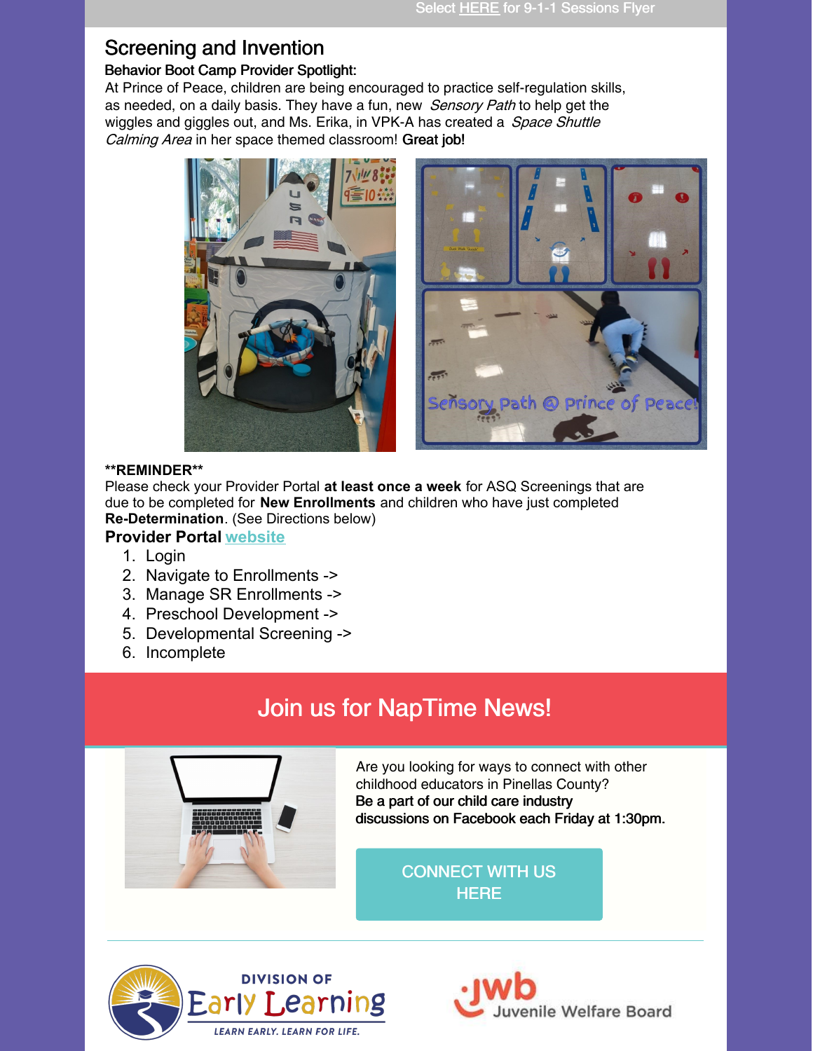Select HERE for 9-1-1 Sessions Flyer

## Screening and Invention

**Behavior Boot Camp Provider Spotlight:**

At Prince of Peace, children are being encouraged to practice self-regulation skills, as needed, on a daily basis. They have a fun, new *Sensory Path* to help get the wiggles and giggles out, and Ms. Erika, in VPK-A has created a *Space Shuttle Calming Area* in her space themed classroom! Great job!

****REMINDER****

Please check your Provider Portal **at least once a week** for ASQ Screenings that are due to be completed for **New Enrollments** and children who have just completed **Re-Determination**. (See Directions below)

**Provider Portal** website

1. Login
2. Navigate to Enrollments ->
3. Manage SR Enrollments ->
4. Preschool Development ->
5. Developmental Screening ->
6. Incomplete

## Join us for NapTime News!

Are you looking for ways to connect with other childhood educators in Pinellas County?
Be a part of our child care industry discussions on Facebook each Friday at 1:30pm.

CONNECT WITH US HERE

DIVISION OF Early Learning
LEARN EARLY. LEARN FOR LIFE.

jwb Juvenile Welfare Board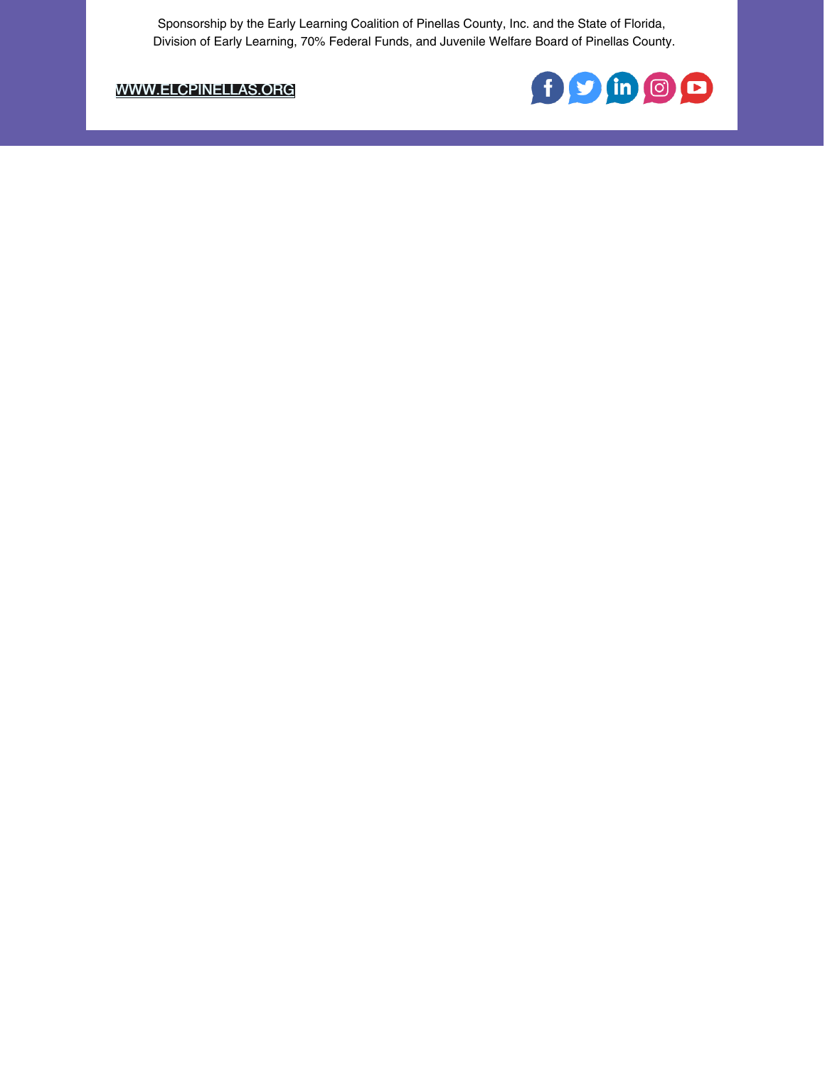Sponsorship by the Early Learning Coalition of Pinellas County, Inc. and the State of Florida, Division of Early Learning, 70% Federal Funds, and Juvenile Welfare Board of Pinellas County.

WWW.ELCPINELLAS.ORG